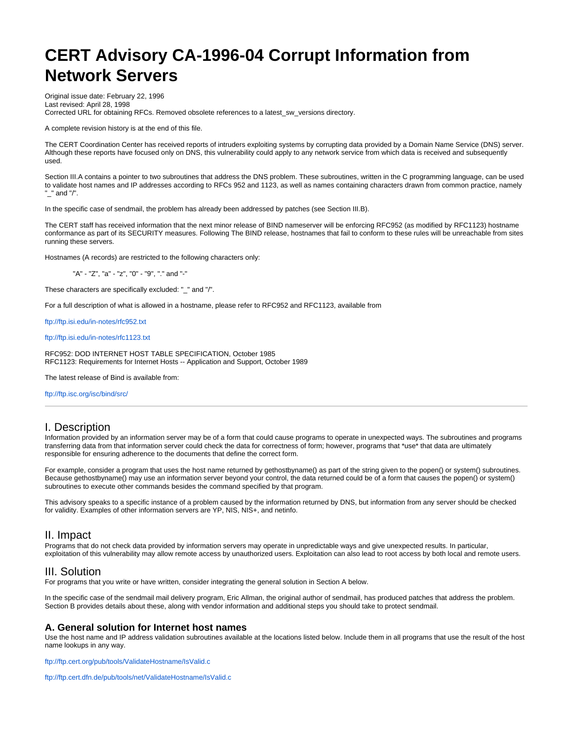# CERT Advisory CA-1996-04 Corrupt Information from Network Servers

Original issue date: February 22, 1996
Last revised: April 28, 1998
Corrected URL for obtaining RFCs. Removed obsolete references to a latest_sw_versions directory.

A complete revision history is at the end of this file.

The CERT Coordination Center has received reports of intruders exploiting systems by corrupting data provided by a Domain Name Service (DNS) server. Although these reports have focused only on DNS, this vulnerability could apply to any network service from which data is received and subsequently used.

Section III.A contains a pointer to two subroutines that address the DNS problem. These subroutines, written in the C programming language, can be used to validate host names and IP addresses according to RFCs 952 and 1123, as well as names containing characters drawn from common practice, namely "_" and "/".

In the specific case of sendmail, the problem has already been addressed by patches (see Section III.B).

The CERT staff has received information that the next minor release of BIND nameserver will be enforcing RFC952 (as modified by RFC1123) hostname conformance as part of its SECURITY measures. Following The BIND release, hostnames that fail to conform to these rules will be unreachable from sites running these servers.

Hostnames (A records) are restricted to the following characters only:

> "A" - "Z", "a" - "z", "0" - "9", "." and "-"

These characters are specifically excluded: "_" and "/".

For a full description of what is allowed in a hostname, please refer to RFC952 and RFC1123, available from

ftp://ftp.isi.edu/in-notes/rfc952.txt

ftp://ftp.isi.edu/in-notes/rfc1123.txt

RFC952: DOD INTERNET HOST TABLE SPECIFICATION, October 1985
RFC1123: Requirements for Internet Hosts -- Application and Support, October 1989

The latest release of Bind is available from:

ftp://ftp.isc.org/isc/bind/src/

---

## I. Description

Information provided by an information server may be of a form that could cause programs to operate in unexpected ways. The subroutines and programs transferring data from that information server could check the data for correctness of form; however, programs that *use* that data are ultimately responsible for ensuring adherence to the documents that define the correct form.

For example, consider a program that uses the host name returned by gethostbyname() as part of the string given to the popen() or system() subroutines. Because gethostbyname() may use an information server beyond your control, the data returned could be of a form that causes the popen() or system() subroutines to execute other commands besides the command specified by that program.

This advisory speaks to a specific instance of a problem caused by the information returned by DNS, but information from any server should be checked for validity. Examples of other information servers are YP, NIS, NIS+, and netinfo.

## II. Impact

Programs that do not check data provided by information servers may operate in unpredictable ways and give unexpected results. In particular, exploitation of this vulnerability may allow remote access by unauthorized users. Exploitation can also lead to root access by both local and remote users.

## III. Solution

For programs that you write or have written, consider integrating the general solution in Section A below.

In the specific case of the sendmail mail delivery program, Eric Allman, the original author of sendmail, has produced patches that address the problem. Section B provides details about these, along with vendor information and additional steps you should take to protect sendmail.

### A. General solution for Internet host names

Use the host name and IP address validation subroutines available at the locations listed below. Include them in all programs that use the result of the host name lookups in any way.

ftp://ftp.cert.org/pub/tools/ValidateHostname/IsValid.c

ftp://ftp.cert.dfn.de/pub/tools/net/ValidateHostname/IsValid.c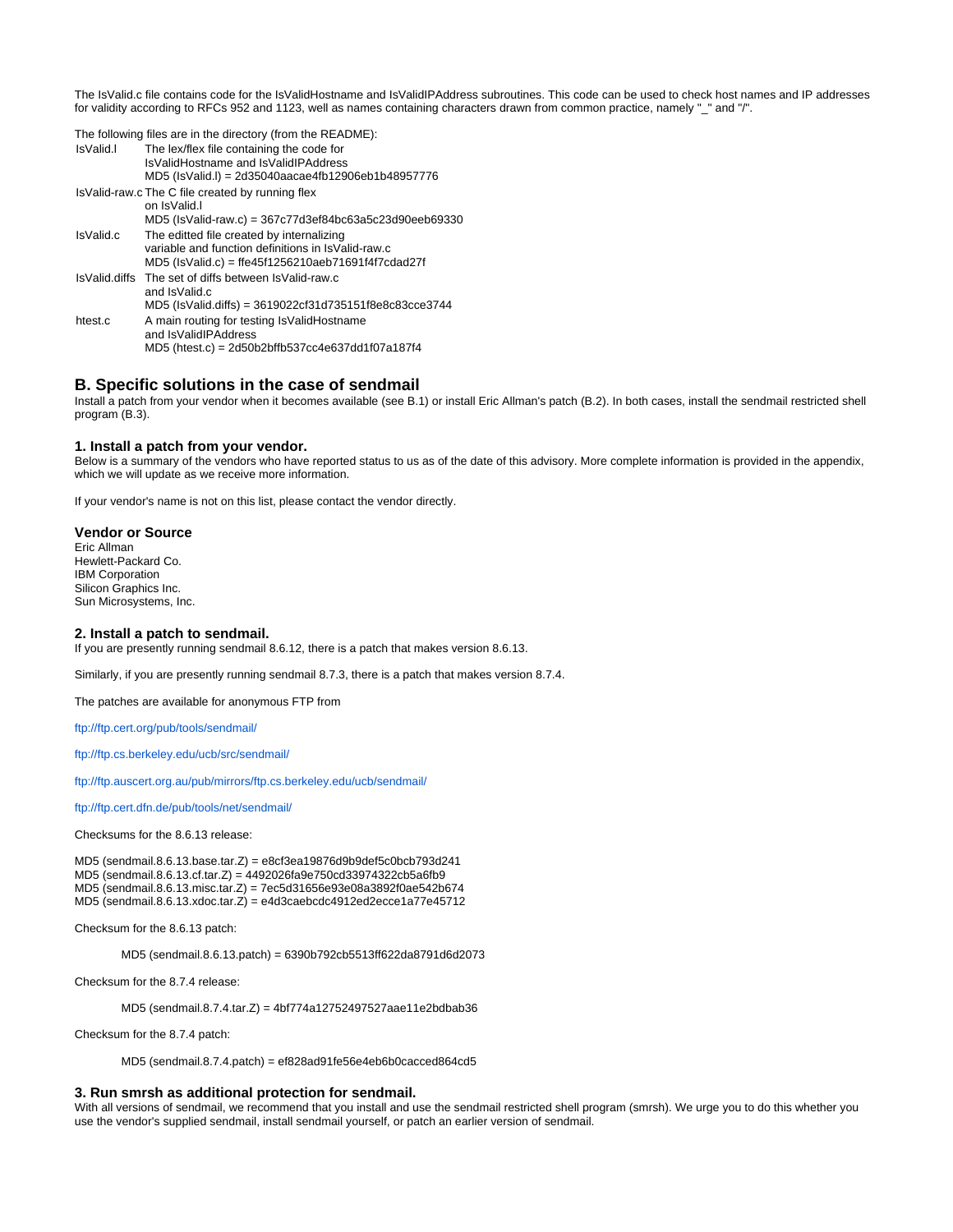The IsValid.c file contains code for the IsValidHostname and IsValidIPAddress subroutines. This code can be used to check host names and IP addresses for validity according to RFCs 952 and 1123, well as names containing characters drawn from common practice, namely "_" and "/".

The following files are in the directory (from the README):

| | |
|---|---|
| IsValid.l | The lex/flex file containing the code for IsValidHostname and IsValidIPAddress<br>MD5 (IsValid.l) = 2d35040aacae4fb12906eb1b48957776 |
| IsValid-raw.c | The C file created by running flex on IsValid.l<br>MD5 (IsValid-raw.c) = 367c77d3ef84bc63a5c23d90eeb69330 |
| IsValid.c | The editted file created by internalizing variable and function definitions in IsValid-raw.c<br>MD5 (IsValid.c) = ffe45f1256210aeb71691f4f7cdad27f |
| IsValid.diffs | The set of diffs between IsValid-raw.c and IsValid.c<br>MD5 (IsValid.diffs) = 3619022cf31d735151f8e8c83cce3744 |
| htest.c | A main routing for testing IsValidHostname and IsValidIPAddress<br>MD5 (htest.c) = 2d50b2bffb537cc4e637dd1f07a187f4 |

## B. Specific solutions in the case of sendmail

Install a patch from your vendor when it becomes available (see B.1) or install Eric Allman's patch (B.2). In both cases, install the sendmail restricted shell program (B.3).

### 1. Install a patch from your vendor.

Below is a summary of the vendors who have reported status to us as of the date of this advisory. More complete information is provided in the appendix, which we will update as we receive more information.

If your vendor's name is not on this list, please contact the vendor directly.

### Vendor or Source

Eric Allman
Hewlett-Packard Co.
IBM Corporation
Silicon Graphics Inc.
Sun Microsystems, Inc.

### 2. Install a patch to sendmail.

If you are presently running sendmail 8.6.12, there is a patch that makes version 8.6.13.

Similarly, if you are presently running sendmail 8.7.3, there is a patch that makes version 8.7.4.

The patches are available for anonymous FTP from

ftp://ftp.cert.org/pub/tools/sendmail/

ftp://ftp.cs.berkeley.edu/ucb/src/sendmail/

ftp://ftp.auscert.org.au/pub/mirrors/ftp.cs.berkeley.edu/ucb/sendmail/

ftp://ftp.cert.dfn.de/pub/tools/net/sendmail/

Checksums for the 8.6.13 release:

MD5 (sendmail.8.6.13.base.tar.Z) = e8cf3ea19876d9b9def5c0bcb793d241
MD5 (sendmail.8.6.13.cf.tar.Z) = 4492026fa9e750cd33974322cb5a6fb9
MD5 (sendmail.8.6.13.misc.tar.Z) = 7ec5d31656e93e08a3892f0ae542b674
MD5 (sendmail.8.6.13.xdoc.tar.Z) = e4d3caebcdc4912ed2ecce1a77e45712

Checksum for the 8.6.13 patch:

MD5 (sendmail.8.6.13.patch) = 6390b792cb5513ff622da8791d6d2073

Checksum for the 8.7.4 release:

MD5 (sendmail.8.7.4.tar.Z) = 4bf774a12752497527aae11e2bdbab36

Checksum for the 8.7.4 patch:

MD5 (sendmail.8.7.4.patch) = ef828ad91fe56e4eb6b0cacced864cd5

### 3. Run smrsh as additional protection for sendmail.

With all versions of sendmail, we recommend that you install and use the sendmail restricted shell program (smrsh). We urge you to do this whether you use the vendor's supplied sendmail, install sendmail yourself, or patch an earlier version of sendmail.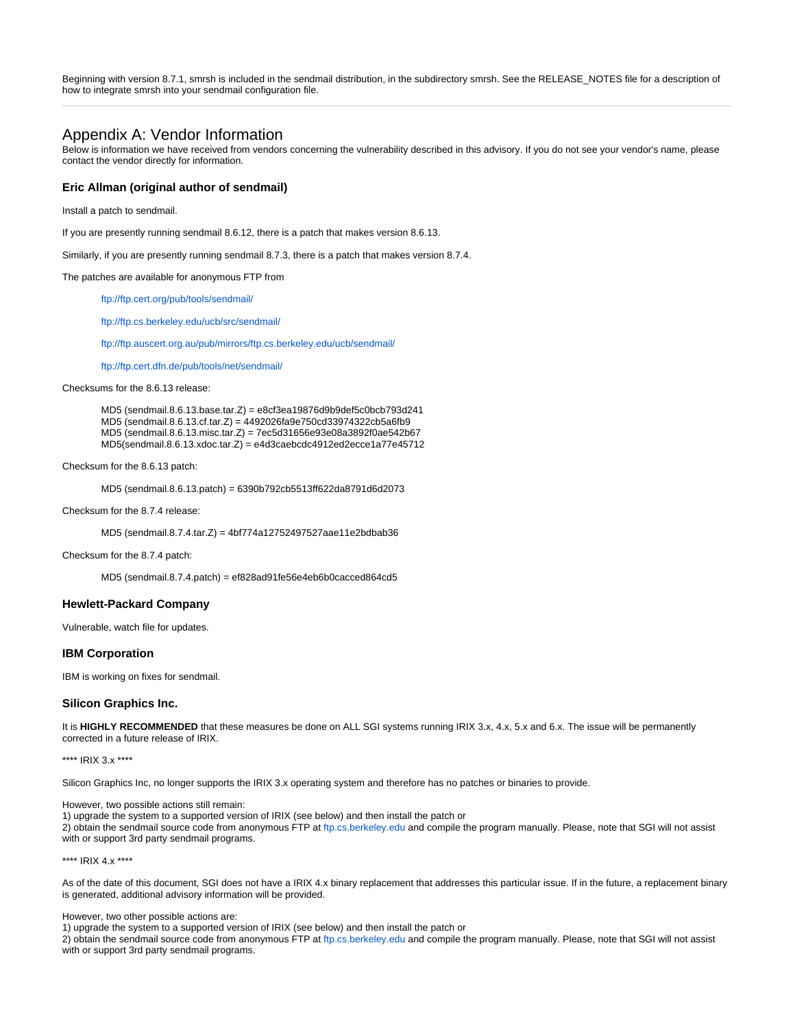Beginning with version 8.7.1, smrsh is included in the sendmail distribution, in the subdirectory smrsh. See the RELEASE_NOTES file for a description of how to integrate smrsh into your sendmail configuration file.

---

## Appendix A: Vendor Information

Below is information we have received from vendors concerning the vulnerability described in this advisory. If you do not see your vendor's name, please contact the vendor directly for information.

### Eric Allman (original author of sendmail)

Install a patch to sendmail.

If you are presently running sendmail 8.6.12, there is a patch that makes version 8.6.13.

Similarly, if you are presently running sendmail 8.7.3, there is a patch that makes version 8.7.4.

The patches are available for anonymous FTP from

> ftp://ftp.cert.org/pub/tools/sendmail/
>
> ftp://ftp.cs.berkeley.edu/ucb/src/sendmail/
>
> ftp://ftp.auscert.org.au/pub/mirrors/ftp.cs.berkeley.edu/ucb/sendmail/
>
> ftp://ftp.cert.dfn.de/pub/tools/net/sendmail/

Checksums for the 8.6.13 release:

```
MD5 (sendmail.8.6.13.base.tar.Z) = e8cf3ea19876d9b9def5c0bcb793d241
MD5 (sendmail.8.6.13.cf.tar.Z) = 4492026fa9e750cd33974322cb5a6fb9
MD5 (sendmail.8.6.13.misc.tar.Z) = 7ec5d31656e93e08a3892f0ae542b67
MD5(sendmail.8.6.13.xdoc.tar.Z) = e4d3caebcdc4912ed2ecce1a77e45712
```

Checksum for the 8.6.13 patch:

```
MD5 (sendmail.8.6.13.patch) = 6390b792cb5513ff622da8791d6d2073
```

Checksum for the 8.7.4 release:

```
MD5 (sendmail.8.7.4.tar.Z) = 4bf774a12752497527aae11e2bdbab36
```

Checksum for the 8.7.4 patch:

```
MD5 (sendmail.8.7.4.patch) = ef828ad91fe56e4eb6b0cacced864cd5
```

### Hewlett-Packard Company

Vulnerable, watch file for updates.

### IBM Corporation

IBM is working on fixes for sendmail.

### Silicon Graphics Inc.

It is **HIGHLY RECOMMENDED** that these measures be done on ALL SGI systems running IRIX 3.x, 4.x, 5.x and 6.x. The issue will be permanently corrected in a future release of IRIX.

**** IRIX 3.x ****

Silicon Graphics Inc, no longer supports the IRIX 3.x operating system and therefore has no patches or binaries to provide.

However, two possible actions still remain:
1) upgrade the system to a supported version of IRIX (see below) and then install the patch or
2) obtain the sendmail source code from anonymous FTP at ftp.cs.berkeley.edu and compile the program manually. Please, note that SGI will not assist with or support 3rd party sendmail programs.

**** IRIX 4.x ****

As of the date of this document, SGI does not have a IRIX 4.x binary replacement that addresses this particular issue. If in the future, a replacement binary is generated, additional advisory information will be provided.

However, two other possible actions are:
1) upgrade the system to a supported version of IRIX (see below) and then install the patch or
2) obtain the sendmail source code from anonymous FTP at ftp.cs.berkeley.edu and compile the program manually. Please, note that SGI will not assist with or support 3rd party sendmail programs.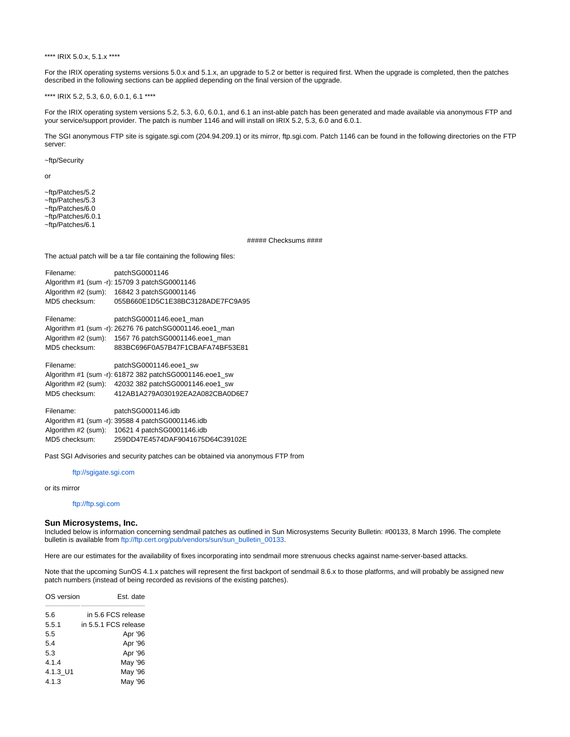**** IRIX 5.0.x, 5.1.x ****

For the IRIX operating systems versions 5.0.x and 5.1.x, an upgrade to 5.2 or better is required first. When the upgrade is completed, then the patches described in the following sections can be applied depending on the final version of the upgrade.

**** IRIX 5.2, 5.3, 6.0, 6.0.1, 6.1 ****

For the IRIX operating system versions 5.2, 5.3, 6.0, 6.0.1, and 6.1 an inst-able patch has been generated and made available via anonymous FTP and your service/support provider. The patch is number 1146 and will install on IRIX 5.2, 5.3, 6.0 and 6.0.1.

The SGI anonymous FTP site is sgigate.sgi.com (204.94.209.1) or its mirror, ftp.sgi.com. Patch 1146 can be found in the following directories on the FTP server:

~ftp/Security

or

~ftp/Patches/5.2
~ftp/Patches/5.3
~ftp/Patches/6.0
~ftp/Patches/6.0.1
~ftp/Patches/6.1

##### Checksums ####

The actual patch will be a tar file containing the following files:

```
Filename:                 patchSG0001146
Algorithm #1 (sum -r):    15709 3 patchSG0001146
Algorithm #2 (sum):       16842 3 patchSG0001146
MD5 checksum:             055B660E1D5C1E38BC3128ADE7FC9A95

Filename:                 patchSG0001146.eoe1_man
Algorithm #1 (sum -r):    26276 76 patchSG0001146.eoe1_man
Algorithm #2 (sum):       1567 76 patchSG0001146.eoe1_man
MD5 checksum:             883BC696F0A57B47F1CBAFA74BF53E81

Filename:                 patchSG0001146.eoe1_sw
Algorithm #1 (sum -r):    61872 382 patchSG0001146.eoe1_sw
Algorithm #2 (sum):       42032 382 patchSG0001146.eoe1_sw
MD5 checksum:             412AB1A279A030192EA2A082CBA0D6E7

Filename:                 patchSG0001146.idb
Algorithm #1 (sum -r):    39588 4 patchSG0001146.idb
Algorithm #2 (sum):       10621 4 patchSG0001146.idb
MD5 checksum:             259DD47E4574DAF9041675D64C39102E
```

Past SGI Advisories and security patches can be obtained via anonymous FTP from

ftp://sgigate.sgi.com

or its mirror

ftp://ftp.sgi.com

### Sun Microsystems, Inc.

Included below is information concerning sendmail patches as outlined in Sun Microsystems Security Bulletin: #00133, 8 March 1996. The complete bulletin is available from ftp://ftp.cert.org/pub/vendors/sun/sun_bulletin_00133.

Here are our estimates for the availability of fixes incorporating into sendmail more strenuous checks against name-server-based attacks.

Note that the upcoming SunOS 4.1.x patches will represent the first backport of sendmail 8.6.x to those platforms, and will probably be assigned new patch numbers (instead of being recorded as revisions of the existing patches).

| OS version | Est. date |
|---|---|
| 5.6 | in 5.6 FCS release |
| 5.5.1 | in 5.5.1 FCS release |
| 5.5 | Apr '96 |
| 5.4 | Apr '96 |
| 5.3 | Apr '96 |
| 4.1.4 | May '96 |
| 4.1.3_U1 | May '96 |
| 4.1.3 | May '96 |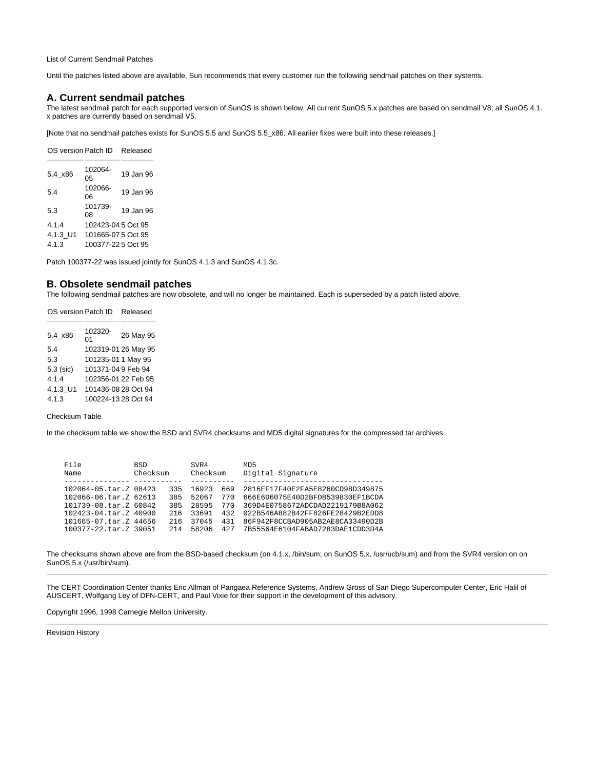List of Current Sendmail Patches

Until the patches listed above are available, Sun recommends that every customer run the following sendmail patches on their systems.

## A. Current sendmail patches

The latest sendmail patch for each supported version of SunOS is shown below. All current SunOS 5.x patches are based on sendmail V8; all SunOS 4.1.x patches are currently based on sendmail V5.

[Note that no sendmail patches exists for SunOS 5.5 and SunOS 5.5_x86. All earlier fixes were built into these releases.]

| OS version | Patch ID | Released |
|---|---|---|
| 5.4_x86 | 102064-05 | 19 Jan 96 |
| 5.4 | 102066-06 | 19 Jan 96 |
| 5.3 | 101739-08 | 19 Jan 96 |
| 4.1.4 | 102423-04 | 5 Oct 95 |
| 4.1.3_U1 | 101665-07 | 5 Oct 95 |
| 4.1.3 | 100377-22 | 5 Oct 95 |

Patch 100377-22 was issued jointly for SunOS 4.1.3 and SunOS 4.1.3c.

## B. Obsolete sendmail patches

The following sendmail patches are now obsolete, and will no longer be maintained. Each is superseded by a patch listed above.

| OS version | Patch ID | Released |
|---|---|---|
| 5.4_x86 | 102320-01 | 26 May 95 |
| 5.4 | 102319-01 | 26 May 95 |
| 5.3 | 101235-01 | 1 May 95 |
| 5.3 (sic) | 101371-04 | 9 Feb 94 |
| 4.1.4 | 102356-01 | 22 Feb 95 |
| 4.1.3_U1 | 101436-08 | 28 Oct 94 |
| 4.1.3 | 100224-13 | 28 Oct 94 |

Checksum Table

In the checksum table we show the BSD and SVR4 checksums and MD5 digital signatures for the compressed tar archives.

```
File            BSD          SVR4        MD5
Name            Checksum     Checksum    Digital Signature
--------------- -----------  ----------  --------------------------------
102064-05.tar.Z 08423   335  16923  669  2816EF17F40E2FA5E8260CD98D349875
102066-06.tar.Z 62613   385  52067  770  666E6D6075E40D2BFDB539830EF1BCDA
101739-08.tar.Z 60842   385  28595  770  369D4E0758672ADCDAD2219179B8A062
102423-04.tar.Z 40900   216  33691  432  022B546A882B42FF826FE28429B2EDD8
101665-07.tar.Z 44656   216  37045  431  86F942F8CCBAD905AB2AE8CA33490D2B
100377-22.tar.Z 39051   214  58206  427  7B55564E6104FABAD7283DAE1CDD3D4A
```

The checksums shown above are from the BSD-based checksum (on 4.1.x, /bin/sum; on SunOS 5.x, /usr/ucb/sum) and from the SVR4 version on on SunOS 5.x (/usr/bin/sum).

---

The CERT Coordination Center thanks Eric Allman of Pangaea Reference Systems, Andrew Gross of San Diego Supercomputer Center, Eric Halil of AUSCERT, Wolfgang Ley of DFN-CERT, and Paul Vixie for their support in the development of this advisory.

Copyright 1996, 1998 Carnegie Mellon University.

---

Revision History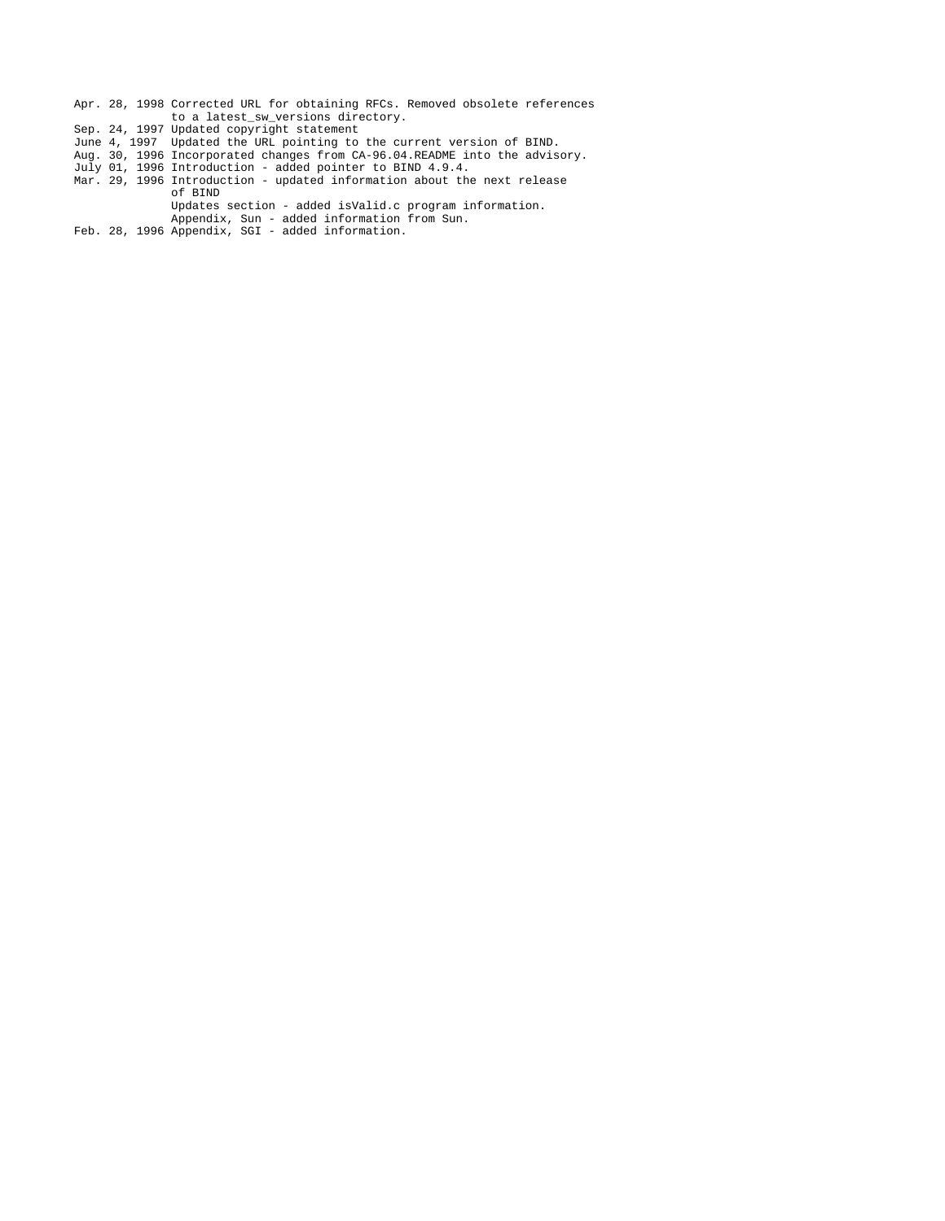```
Apr. 28, 1998 Corrected URL for obtaining RFCs. Removed obsolete references
              to a latest_sw_versions directory.
Sep. 24, 1997 Updated copyright statement
June 4, 1997  Updated the URL pointing to the current version of BIND.
Aug. 30, 1996 Incorporated changes from CA-96.04.README into the advisory.
July 01, 1996 Introduction - added pointer to BIND 4.9.4.
Mar. 29, 1996 Introduction - updated information about the next release
              of BIND
              Updates section - added isValid.c program information.
              Appendix, Sun - added information from Sun.
Feb. 28, 1996 Appendix, SGI - added information.
```